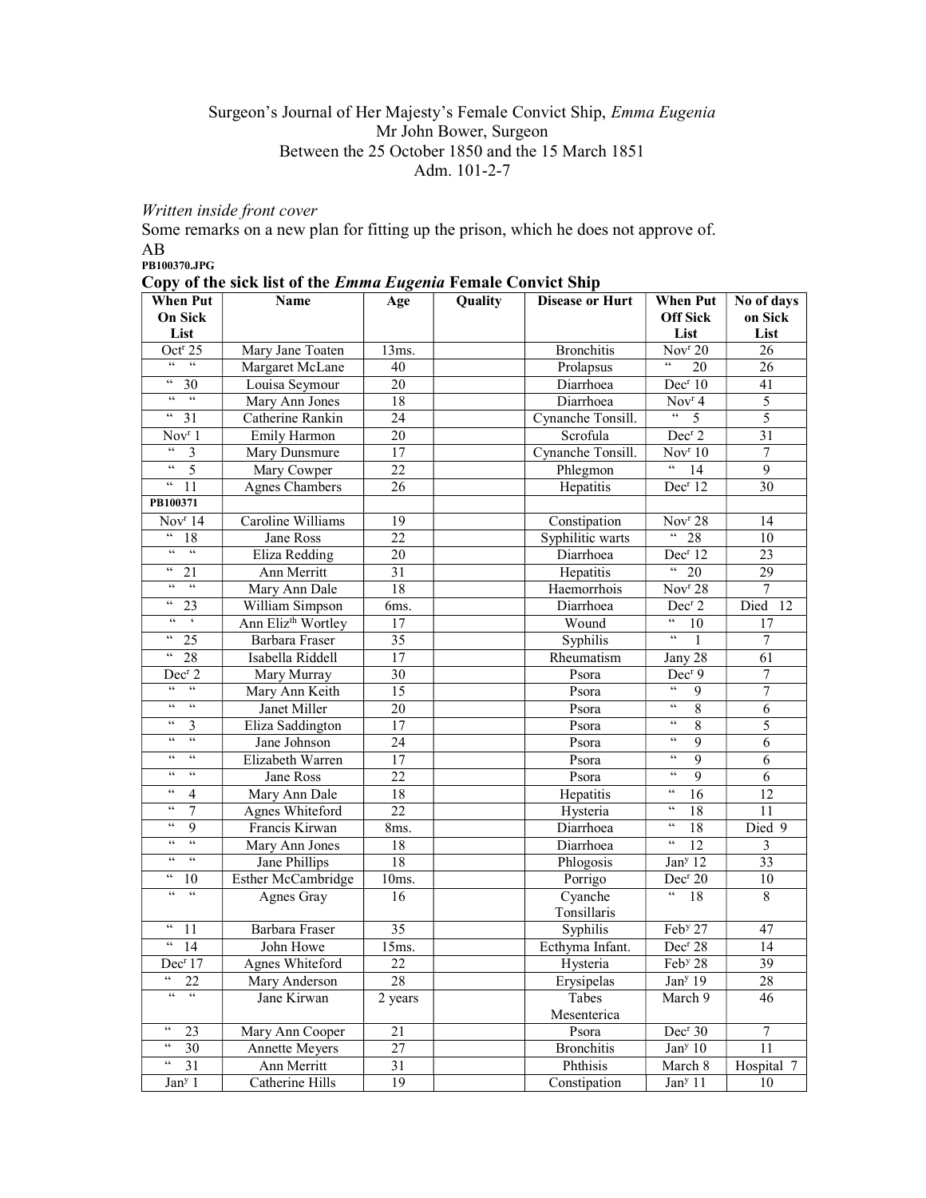Surgeon's Journal of Her Majesty's Female Convict Ship, *Emma Eugenia*
Mr John Bower, Surgeon
Between the 25 October 1850 and the 15 March 1851
Adm. 101-2-7

*Written inside front cover*
Some remarks on a new plan for fitting up the prison, which he does not approve of.
AB

**PB100370.JPG**

**Copy of the sick list of the *Emma Eugenia* Female Convict Ship**

| When Put On Sick List | Name | Age | Quality | Disease or Hurt | When Put Off Sick List | No of days on Sick List |
|---|---|---|---|---|---|---|
| Octr 25 | Mary Jane Toaten | 13ms. | | Bronchitis | Novr 20 | 26 |
| " " | Margaret McLane | 40 | | Prolapsus | " 20 | 26 |
| " 30 | Louisa Seymour | 20 | | Diarrhoea | Decr 10 | 41 |
| " " | Mary Ann Jones | 18 | | Diarrhoea | Novr 4 | 5 |
| " 31 | Catherine Rankin | 24 | | Cynanche Tonsill. | " 5 | 5 |
| Novr 1 | Emily Harmon | 20 | | Scrofula | Decr 2 | 31 |
| " 3 | Mary Dunsmure | 17 | | Cynanche Tonsill. | Novr 10 | 7 |
| " 5 | Mary Cowper | 22 | | Phlegmon | " 14 | 9 |
| " 11 | Agnes Chambers | 26 | | Hepatitis | Decr 12 | 30 |
| **PB100371** | | | | | | |
| Novr 14 | Caroline Williams | 19 | | Constipation | Novr 28 | 14 |
| " 18 | Jane Ross | 22 | | Syphilitic warts | " 28 | 10 |
| " " | Eliza Redding | 20 | | Diarrhoea | Decr 12 | 23 |
| " 21 | Ann Merritt | 31 | | Hepatitis | " 20 | 29 |
| " " | Mary Ann Dale | 18 | | Haemorrhois | Novr 28 | 7 |
| " 23 | William Simpson | 6ms. | | Diarrhoea | Decr 2 | Died 12 |
| " ' | Ann Elizth Wortley | 17 | | Wound | " 10 | 17 |
| " 25 | Barbara Fraser | 35 | | Syphilis | " 1 | 7 |
| " 28 | Isabella Riddell | 17 | | Rheumatism | Jany 28 | 61 |
| Decr 2 | Mary Murray | 30 | | Psora | Decr 9 | 7 |
| " " | Mary Ann Keith | 15 | | Psora | " 9 | 7 |
| " " | Janet Miller | 20 | | Psora | " 8 | 6 |
| " 3 | Eliza Saddington | 17 | | Psora | " 8 | 5 |
| " " | Jane Johnson | 24 | | Psora | " 9 | 6 |
| " " | Elizabeth Warren | 17 | | Psora | " 9 | 6 |
| " " | Jane Ross | 22 | | Psora | " 9 | 6 |
| " 4 | Mary Ann Dale | 18 | | Hepatitis | " 16 | 12 |
| " 7 | Agnes Whiteford | 22 | | Hysteria | " 18 | 11 |
| " 9 | Francis Kirwan | 8ms. | | Diarrhoea | " 18 | Died 9 |
| " " | Mary Ann Jones | 18 | | Diarrhoea | " 12 | 3 |
| " " | Jane Phillips | 18 | | Phlogosis | Jany 12 | 33 |
| " 10 | Esther McCambridge | 10ms. | | Porrigo | Decr 20 | 10 |
| " " | Agnes Gray | 16 | | Cyanche Tonsillaris | " 18 | 8 |
| " 11 | Barbara Fraser | 35 | | Syphilis | Feby 27 | 47 |
| " 14 | John Howe | 15ms. | | Ecthyma Infant. | Decr 28 | 14 |
| Decr 17 | Agnes Whiteford | 22 | | Hysteria | Feby 28 | 39 |
| " 22 | Mary Anderson | 28 | | Erysipelas | Jany 19 | 28 |
| " " | Jane Kirwan | 2 years | | Tabes Mesenterica | March 9 | 46 |
| " 23 | Mary Ann Cooper | 21 | | Psora | Decr 30 | 7 |
| " 30 | Annette Meyers | 27 | | Bronchitis | Jany 10 | 11 |
| " 31 | Ann Merritt | 31 | | Phthisis | March 8 | Hospital 7 |
| Jany 1 | Catherine Hills | 19 | | Constipation | Jany 11 | 10 |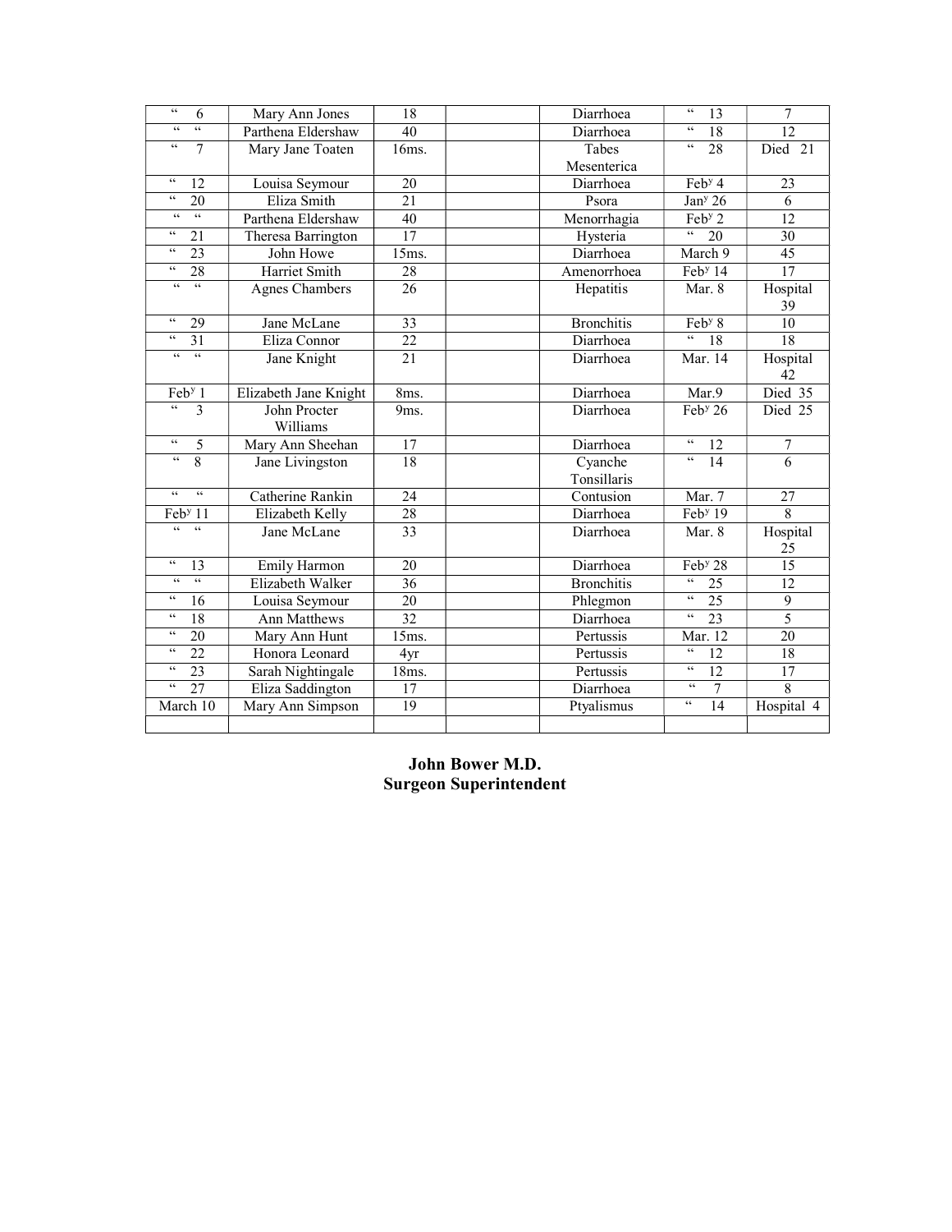| " 6 | Mary Ann Jones | 18 | | Diarrhoea | " 13 | 7 |
|---|---|---|---|---|---|---|
| " " | Parthena Eldershaw | 40 | | Diarrhoea | " 18 | 12 |
| " 7 | Mary Jane Toaten | 16ms. | | Tabes Mesenterica | " 28 | Died 21 |
| " 12 | Louisa Seymour | 20 | | Diarrhoea | Feb^y 4 | 23 |
| " 20 | Eliza Smith | 21 | | Psora | Jan^y 26 | 6 |
| " " | Parthena Eldershaw | 40 | | Menorrhagia | Feb^y 2 | 12 |
| " 21 | Theresa Barrington | 17 | | Hysteria | " 20 | 30 |
| " 23 | John Howe | 15ms. | | Diarrhoea | March 9 | 45 |
| " 28 | Harriet Smith | 28 | | Amenorrhoea | Feb^y 14 | 17 |
| " " | Agnes Chambers | 26 | | Hepatitis | Mar. 8 | Hospital 39 |
| " 29 | Jane McLane | 33 | | Bronchitis | Feb^y 8 | 10 |
| " 31 | Eliza Connor | 22 | | Diarrhoea | " 18 | 18 |
| " " | Jane Knight | 21 | | Diarrhoea | Mar. 14 | Hospital 42 |
| Feb^y 1 | Elizabeth Jane Knight | 8ms. | | Diarrhoea | Mar.9 | Died 35 |
| " 3 | John Procter Williams | 9ms. | | Diarrhoea | Feb^y 26 | Died 25 |
| " 5 | Mary Ann Sheehan | 17 | | Diarrhoea | " 12 | 7 |
| " 8 | Jane Livingston | 18 | | Cyanche Tonsillaris | " 14 | 6 |
| " " | Catherine Rankin | 24 | | Contusion | Mar. 7 | 27 |
| Feb^y 11 | Elizabeth Kelly | 28 | | Diarrhoea | Feb^y 19 | 8 |
| " " | Jane McLane | 33 | | Diarrhoea | Mar. 8 | Hospital 25 |
| " 13 | Emily Harmon | 20 | | Diarrhoea | Feb^y 28 | 15 |
| " " | Elizabeth Walker | 36 | | Bronchitis | " 25 | 12 |
| " 16 | Louisa Seymour | 20 | | Phlegmon | " 25 | 9 |
| " 18 | Ann Matthews | 32 | | Diarrhoea | " 23 | 5 |
| " 20 | Mary Ann Hunt | 15ms. | | Pertussis | Mar. 12 | 20 |
| " 22 | Honora Leonard | 4yr | | Pertussis | " 12 | 18 |
| " 23 | Sarah Nightingale | 18ms. | | Pertussis | " 12 | 17 |
| " 27 | Eliza Saddington | 17 | | Diarrhoea | " 7 | 8 |
| March 10 | Mary Ann Simpson | 19 | | Ptyalismus | " 14 | Hospital 4 |
| | | | | | | |

**John Bower M.D.**
**Surgeon Superintendent**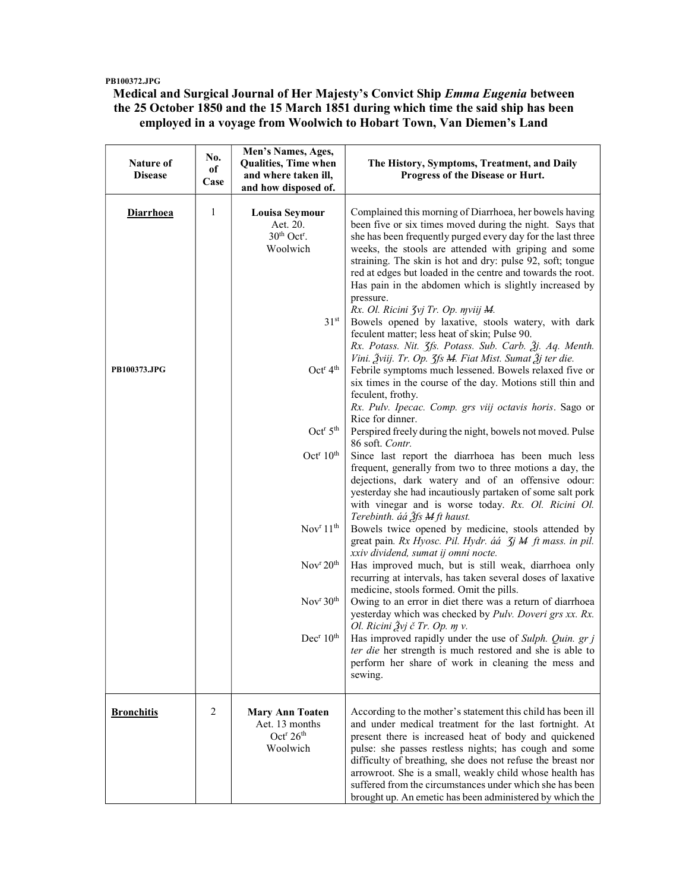PB100372.JPG

**Medical and Surgical Journal of Her Majesty's Convict Ship *Emma Eugenia* between the 25 October 1850 and the 15 March 1851 during which time the said ship has been employed in a voyage from Woolwich to Hobart Town, Van Diemen's Land**

| Nature of Disease | No. of Case | Men's Names, Ages, Qualities, Time when and where taken ill, and how disposed of. | The History, Symptoms, Treatment, and Daily Progress of the Disease or Hurt. |
|---|---|---|---|
| **Diarrhoea** | 1 | **Louisa Seymour** Aet. 20. 30th Octr. Woolwich | Complained this morning of Diarrhoea, her bowels having been five or six times moved during the night. Says that she has been frequently purged every day for the last three weeks, the stools are attended with griping and some straining. The skin is hot and dry: pulse 92, soft; tongue red at edges but loaded in the centre and towards the root. Has pain in the abdomen which is slightly increased by pressure. *Rx. Ol. Ricini ʒvj Tr. Op. ɱviij ~~M~~.* |
| | | 31st | Bowels opened by laxative, stools watery, with dark feculent matter; less heat of skin; Pulse 90. *Rx. Potass. Nit. ʒſs. Potass. Sub. Carb. ℥j. Aq. Menth. Vini. ℥viij. Tr. Op. ʒſs ~~M~~. Fiat Mist. Sumat ℥j ter die.* |
| PB100373.JPG | | Octr 4th | Febrile symptoms much lessened. Bowels relaxed five or six times in the course of the day. Motions still thin and feculent, frothy. *Rx. Pulv. Ipecac. Comp. grs viij octavis horis*. Sago or Rice for dinner. |
| | | Octr 5th | Perspired freely during the night, bowels not moved. Pulse 86 soft. *Contr.* |
| | | Octr 10th | Since last report the diarrhoea has been much less frequent, generally from two to three motions a day, the dejections, dark watery and of an offensive odour: yesterday she had incautiously partaken of some salt pork with vinegar and is worse today. *Rx. Ol. Ricini Ol. Terebinth. áá ℥ſs ~~M~~ ft haust.* |
| | | Novr 11th | Bowels twice opened by medicine, stools attended by great pain. *Rx Hyosc. Pil. Hydr. áá ʒj ~~M~~ ft mass. in pil. xxiv dividend, sumat ij omni nocte.* |
| | | Novr 20th | Has improved much, but is still weak, diarrhoea only recurring at intervals, has taken several doses of laxative medicine, stools formed. Omit the pills. |
| | | Novr 30th | Owing to an error in diet there was a return of diarrhoea yesterday which was checked by *Pulv. Doveri grs xx. Rx. Ol. Ricini ℥vj č Tr. Op. ɱ v.* |
| | | Decr 10th | Has improved rapidly under the use of *Sulph. Quin. gr j ter die* her strength is much restored and she is able to perform her share of work in cleaning the mess and sewing. |
| **Bronchitis** | 2 | **Mary Ann Toaten** Aet. 13 months Octr 26th Woolwich | According to the mother's statement this child has been ill and under medical treatment for the last fortnight. At present there is increased heat of body and quickened pulse: she passes restless nights; has cough and some difficulty of breathing, she does not refuse the breast nor arrowroot. She is a small, weakly child whose health has suffered from the circumstances under which she has been brought up. An emetic has been administered by which the |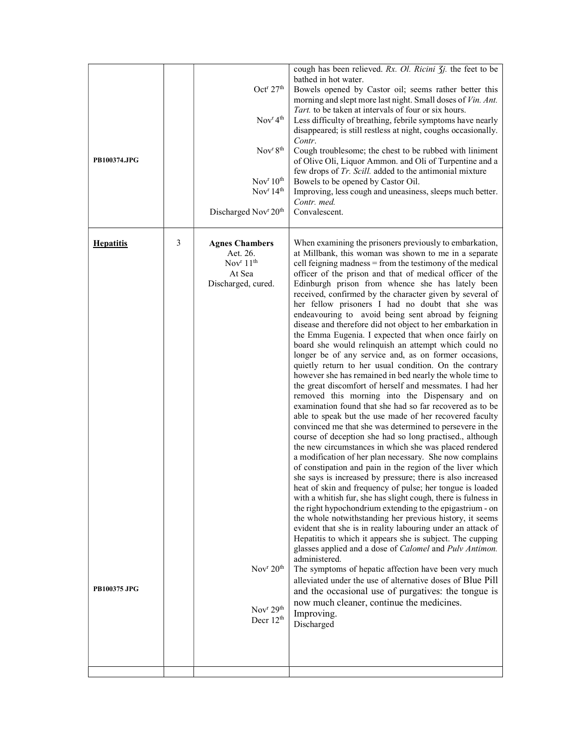| | | | |
|---|---|---|---|
| | | | cough has been relieved. *Rx. Ol. Ricini ʒj.* the feet to be bathed in hot water. |
| | | Octr 27th | Bowels opened by Castor oil; seems rather better this morning and slept more last night. Small doses of *Vin. Ant. Tart.* to be taken at intervals of four or six hours. |
| | | Novr 4th | Less difficulty of breathing, febrile symptoms have nearly disappeared; is still restless at night, coughs occasionally. *Contr*. |
| PB100374.JPG | | Novr 8th | Cough troublesome; the chest to be rubbed with liniment of Olive Oli, Liquor Ammon. and Oli of Turpentine and a few drops of *Tr. Scill.* added to the antimonial mixture |
| | | Novr 10th | Bowels to be opened by Castor Oil. |
| | | Novr 14th | Improving, less cough and uneasiness, sleeps much better. *Contr. med.* |
| | | Discharged Novr 20th | Convalescent. |
| **Hepatitis** | 3 | **Agnes Chambers** Aet. 26. Novr 11th At Sea Discharged, cured. | When examining the prisoners previously to embarkation, at Millbank, this woman was shown to me in a separate cell feigning madness = from the testimony of the medical officer of the prison and that of medical officer of the Edinburgh prison from whence she has lately been received, confirmed by the character given by several of her fellow prisoners I had no doubt that she was endeavouring to avoid being sent abroad by feigning disease and therefore did not object to her embarkation in the Emma Eugenia. I expected that when once fairly on board she would relinquish an attempt which could no longer be of any service and, as on former occasions, quietly return to her usual condition. On the contrary however she has remained in bed nearly the whole time to the great discomfort of herself and messmates. I had her removed this morning into the Dispensary and on examination found that she had so far recovered as to be able to speak but the use made of her recovered faculty convinced me that she was determined to persevere in the course of deception she had so long practised., although the new circumstances in which she was placed rendered a modification of her plan necessary. She now complains of constipation and pain in the region of the liver which she says is increased by pressure; there is also increased heat of skin and frequency of pulse; her tongue is loaded with a whitish fur, she has slight cough, there is fulness in the right hypochondrium extending to the epigastrium - on the whole notwithstanding her previous history, it seems evident that she is in reality labouring under an attack of Hepatitis to which it appears she is subject. The cupping glasses applied and a dose of *Calomel* and *Pulv Antimon.* administered. |
| PB100375 JPG | | Novr 20th | The symptoms of hepatic affection have been very much alleviated under the use of alternative doses of Blue Pill and the occasional use of purgatives: the tongue is now much cleaner, continue the medicines. |
| | | Novr 29th | Improving. |
| | | Decr 12th | Discharged |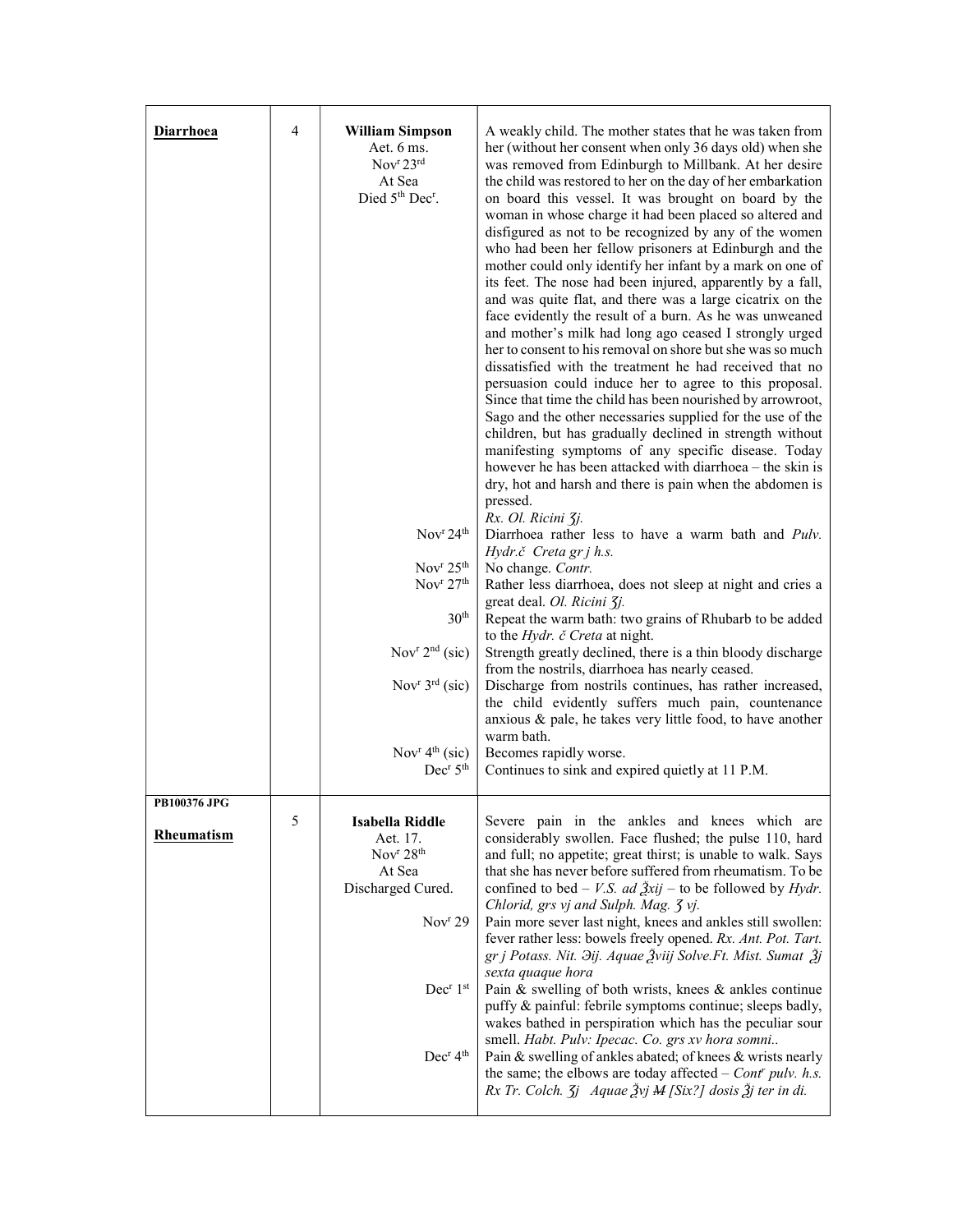| | | | |
|---|---|---|---|
| **Diarrhoea** | 4 | **William Simpson**<br>Aet. 6 ms.<br>Nov[r] 23[rd]<br>At Sea<br>Died 5[th] Dec[r]. | A weakly child. The mother states that he was taken from her (without her consent when only 36 days old) when she was removed from Edinburgh to Millbank. At her desire the child was restored to her on the day of her embarkation on board this vessel. It was brought on board by the woman in whose charge it had been placed so altered and disfigured as not to be recognized by any of the women who had been her fellow prisoners at Edinburgh and the mother could only identify her infant by a mark on one of its feet. The nose had been injured, apparently by a fall, and was quite flat, and there was a large cicatrix on the face evidently the result of a burn. As he was unweaned and mother's milk had long ago ceased I strongly urged her to consent to his removal on shore but she was so much dissatisfied with the treatment he had received that no persuasion could induce her to agree to this proposal. Since that time the child has been nourished by arrowroot, Sago and the other necessaries supplied for the use of the children, but has gradually declined in strength without manifesting symptoms of any specific disease. Today however he has been attacked with diarrhoea – the skin is dry, hot and harsh and there is pain when the abdomen is pressed.<br>*Rx. Ol. Ricini ʒj.* |
| | | Nov[r] 24[th] | Diarrhoea rather less to have a warm bath and *Pulv. Hydr.č Creta gr j h.s.* |
| | | Nov[r] 25[th] | No change. *Contr.* |
| | | Nov[r] 27[th] | Rather less diarrhoea, does not sleep at night and cries a great deal. *Ol. Ricini ʒj.* |
| | | 30[th] | Repeat the warm bath: two grains of Rhubarb to be added to the *Hydr. č Creta* at night. |
| | | Nov[r] 2[nd] (sic) | Strength greatly declined, there is a thin bloody discharge from the nostrils, diarrhoea has nearly ceased. |
| | | Nov[r] 3[rd] (sic) | Discharge from nostrils continues, has rather increased, the child evidently suffers much pain, countenance anxious & pale, he takes very little food, to have another warm bath. |
| | | Nov[r] 4[th] (sic) | Becomes rapidly worse. |
| | | Dec[r] 5[th] | Continues to sink and expired quietly at 11 P.M. |
| **PB100376 JPG**<br><br>**Rheumatism** | 5 | **Isabella Riddle**<br>Aet. 17.<br>Nov[r] 28[th]<br>At Sea<br>Discharged Cured. | Severe pain in the ankles and knees which are considerably swollen. Face flushed; the pulse 110, hard and full; no appetite; great thirst; is unable to walk. Says that she has never before suffered from rheumatism. To be confined to bed – *V.S. ad ℥xij* – to be followed by *Hydr. Chlorid, grs vj and Sulph. Mag. ʒ vj.* |
| | | Nov[r] 29 | Pain more sever last night, knees and ankles still swollen: fever rather less: bowels freely opened. *Rx. Ant. Pot. Tart. gr j Potass. Nit. ℈ij. Aquae ℥viij Solve.Ft. Mist. Sumat ℥j sexta quaque hora* |
| | | Dec[r] 1[st] | Pain & swelling of both wrists, knees & ankles continue puffy & painful: febrile symptoms continue; sleeps badly, wakes bathed in perspiration which has the peculiar sour smell. *Habt. Pulv: Ipecac. Co. grs xv hora somni..* |
| | | Dec[r] 4[th] | Pain & swelling of ankles abated; of knees & wrists nearly the same; the elbows are today affected – *Cont[r] pulv. h.s. Rx Tr. Colch. ʒj Aquae ℥vj* ~~M~~ *[Six?] dosis ℥j ter in di.* |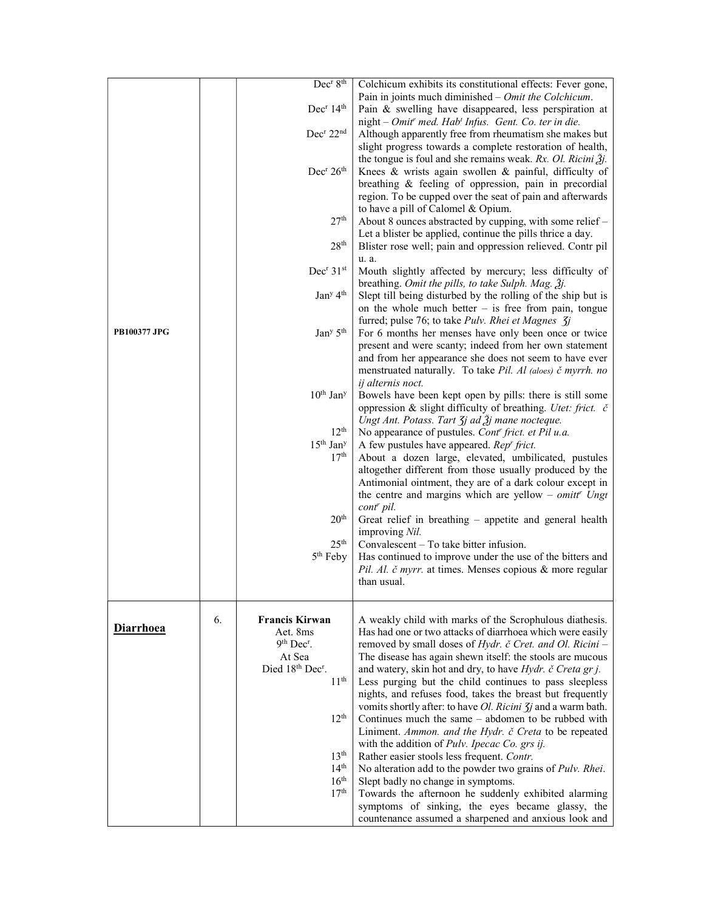| | | | |
|---|---|---|---|
| PB100377 JPG | | Dec[r] 8[th] | Colchicum exhibits its constitutional effects: Fever gone, Pain in joints much diminished – *Omit the Colchicum*. |
| | | Dec[r] 14[th] | Pain & swelling have disappeared, less perspiration at night – *Omit[r] med. Hab[t] Infus. Gent. Co. ter in die.* |
| | | Dec[r] 22[nd] | Although apparently free from rheumatism she makes but slight progress towards a complete restoration of health, the tongue is foul and she remains weak. *Rx. Ol. Ricini ℥j.* |
| | | Dec[r] 26[th] | Knees & wrists again swollen & painful, difficulty of breathing & feeling of oppression, pain in precordial region. To be cupped over the seat of pain and afterwards to have a pill of Calomel & Opium. |
| | | 27[th] | About 8 ounces abstracted by cupping, with some relief – Let a blister be applied, continue the pills thrice a day. |
| | | 28[th] | Blister rose well; pain and oppression relieved. Contr pil u. a. |
| | | Dec[r] 31[st] | Mouth slightly affected by mercury; less difficulty of breathing. *Omit the pills, to take Sulph. Mag. ℥j.* |
| | | Jan[y] 4[th] | Slept till being disturbed by the rolling of the ship but is on the whole much better – is free from pain, tongue furred; pulse 76; to take *Pulv. Rhei et Magnes ʒj* |
| | | Jan[y] 5[th] | For 6 months her menses have only been once or twice present and were scanty; indeed from her own statement and from her appearance she does not seem to have ever menstruated naturally. To take *Pil. Al (aloes) č myrrh. no ij alternis noct.* |
| | | 10[th] Jan[y] | Bowels have been kept open by pills: there is still some oppression & slight difficulty of breathing. *Utet: frict. č Ungt Ant. Potass. Tart ʒj ad ℥j mane nocteque.* |
| | | 12[th] | No appearance of pustules. *Cont[r] frict. et Pil u.a.* |
| | | 15[th] Jan[y] | A few pustules have appeared. *Rep[r] frict.* |
| | | 17[th] | About a dozen large, elevated, umbilicated, pustules altogether different from those usually produced by the Antimonial ointment, they are of a dark colour except in the centre and margins which are yellow – *omitt[r] Ungt cont[r] pil.* |
| | | 20[th] | Great relief in breathing – appetite and general health improving *Nil.* |
| | | 25[th] | Convalescent – To take bitter infusion. |
| | | 5[th] Feby | Has continued to improve under the use of the bitters and *Pil. Al. č myrr.* at times. Menses copious & more regular than usual. |
| **Diarrhoea** | 6. | **Francis Kirwan**<br>Aet. 8ms<br>9[th] Dec[r].<br>At Sea<br>Died 18[th] Dec[r]. | A weakly child with marks of the Scrophulous diathesis. Has had one or two attacks of diarrhoea which were easily removed by small doses of *Hydr. č Cret. and Ol. Ricini* – The disease has again shewn itself: the stools are mucous and watery, skin hot and dry, to have *Hydr. č Creta gr j.* |
| | | 11[th] | Less purging but the child continues to pass sleepless nights, and refuses food, takes the breast but frequently vomits shortly after: to have *Ol. Ricini ʒj* and a warm bath. |
| | | 12[th] | Continues much the same – abdomen to be rubbed with Liniment. *Ammon. and the Hydr. č Creta* to be repeated with the addition of *Pulv. Ipecac Co. grs ij.* |
| | | 13[th] | Rather easier stools less frequent. *Contr.* |
| | | 14[th] | No alteration add to the powder two grains of *Pulv. Rhei*. |
| | | 16[th] | Slept badly no change in symptoms. |
| | | 17[th] | Towards the afternoon he suddenly exhibited alarming symptoms of sinking, the eyes became glassy, the countenance assumed a sharpened and anxious look and |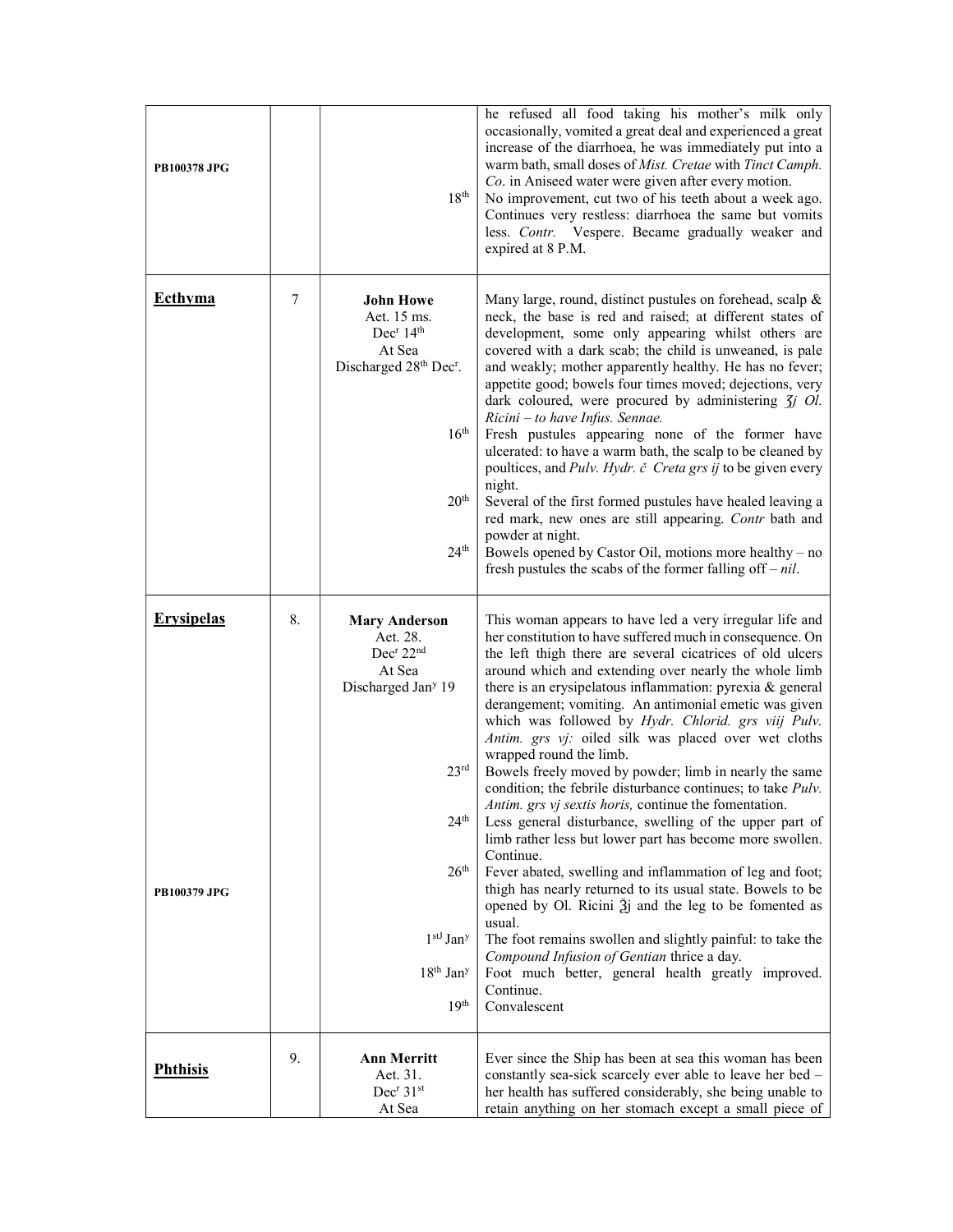| | | | |
|---|---|---|---|
| PB100378 JPG | | 18[th] | he refused all food taking his mother's milk only occasionally, vomited a great deal and experienced a great increase of the diarrhoea, he was immediately put into a warm bath, small doses of *Mist. Cretae* with *Tinct Camph. Co*. in Aniseed water were given after every motion.<br>No improvement, cut two of his teeth about a week ago. Continues very restless: diarrhoea the same but vomits less. *Contr.* Vespere. Became gradually weaker and expired at 8 P.M. |
| **Ecthyma** | 7 | **John Howe**<br>Aet. 15 ms.<br>Dec[r] 14[th]<br>At Sea<br>Discharged 28[th] Dec[r].<br><br>16[th]<br><br>20[th]<br><br>24[th] | Many large, round, distinct pustules on forehead, scalp & neck, the base is red and raised; at different states of development, some only appearing whilst others are covered with a dark scab; the child is unweaned, is pale and weakly; mother apparently healthy. He has no fever; appetite good; bowels four times moved; dejections, very dark coloured, were procured by administering ʒj *Ol. Ricini – to have Infus. Sennae.*<br>Fresh pustules appearing none of the former have ulcerated: to have a warm bath, the scalp to be cleaned by poultices, and *Pulv. Hydr. č Creta grs ij* to be given every night.<br>Several of the first formed pustules have healed leaving a red mark, new ones are still appearing. *Contr* bath and powder at night.<br>Bowels opened by Castor Oil, motions more healthy – no fresh pustules the scabs of the former falling off – *nil*. |
| **Erysipelas**<br><br><br><br><br><br><br><br>PB100379 JPG | 8. | **Mary Anderson**<br>Aet. 28.<br>Dec[r] 22[nd]<br>At Sea<br>Discharged Jan[y] 19<br><br>23[rd]<br><br>24[th]<br><br>26[th]<br><br>1[st] Jan[y]<br><br>18[th] Jan[y]<br><br>19[th] | This woman appears to have led a very irregular life and her constitution to have suffered much in consequence. On the left thigh there are several cicatrices of old ulcers around which and extending over nearly the whole limb there is an erysipelatous inflammation: pyrexia & general derangement; vomiting. An antimonial emetic was given which was followed by *Hydr. Chlorid. grs viij Pulv. Antim. grs vj:* oiled silk was placed over wet cloths wrapped round the limb.<br>Bowels freely moved by powder; limb in nearly the same condition; the febrile disturbance continues; to take *Pulv. Antim. grs vj sextis horis,* continue the fomentation.<br>Less general disturbance, swelling of the upper part of limb rather less but lower part has become more swollen. Continue.<br>Fever abated, swelling and inflammation of leg and foot; thigh has nearly returned to its usual state. Bowels to be opened by Ol. Ricini ℥j and the leg to be fomented as usual.<br>The foot remains swollen and slightly painful: to take the *Compound Infusion of Gentian* thrice a day.<br>Foot much better, general health greatly improved. Continue.<br>Convalescent |
| **Phthisis** | 9. | **Ann Merritt**<br>Aet. 31.<br>Dec[r] 31[st]<br>At Sea | Ever since the Ship has been at sea this woman has been constantly sea-sick scarcely ever able to leave her bed – her health has suffered considerably, she being unable to retain anything on her stomach except a small piece of |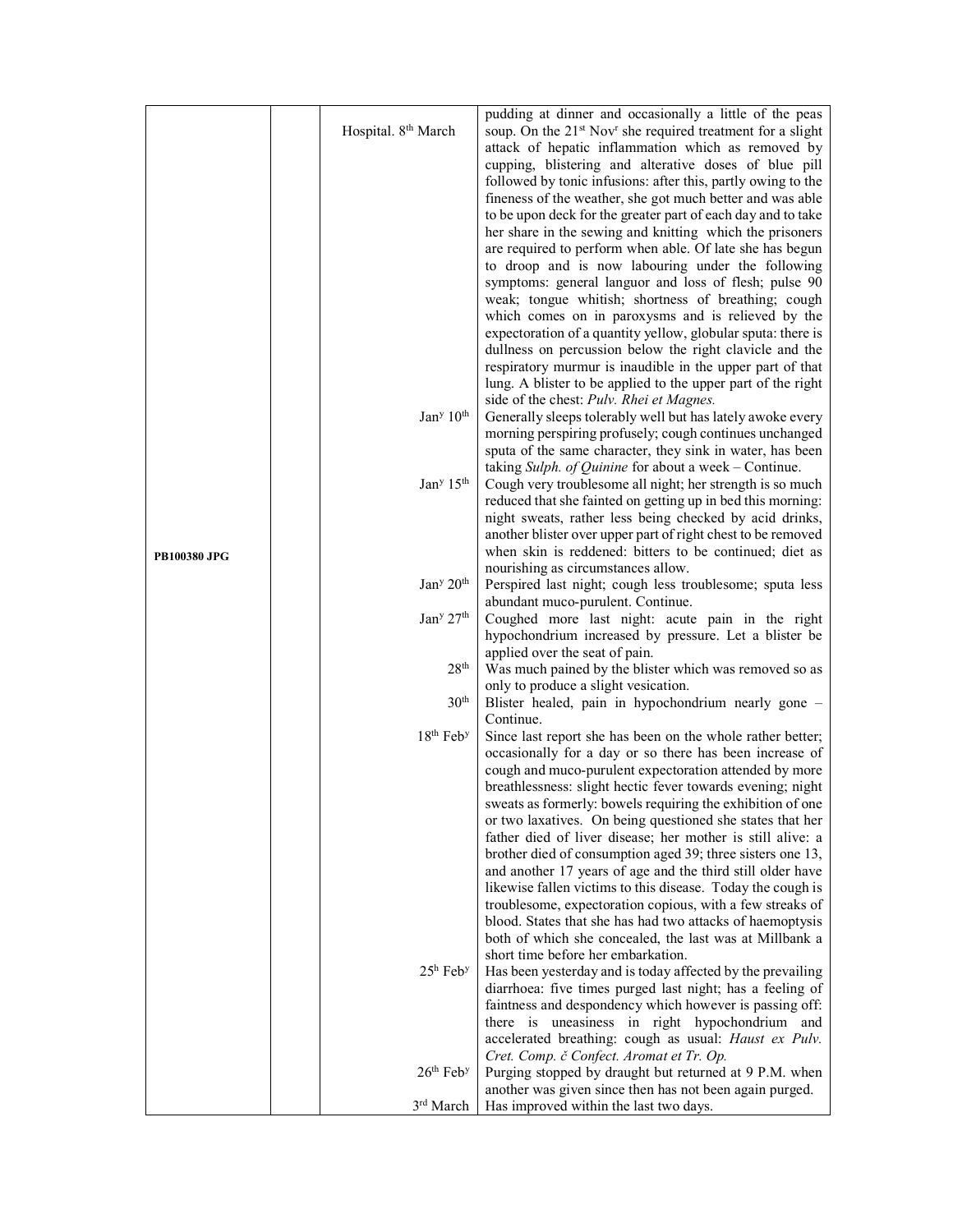| | | | |
|---|---|---|---|
| | | Hospital. 8th March | pudding at dinner and occasionally a little of the peas soup. On the 21st Novr she required treatment for a slight attack of hepatic inflammation which as removed by cupping, blistering and alterative doses of blue pill followed by tonic infusions: after this, partly owing to the fineness of the weather, she got much better and was able to be upon deck for the greater part of each day and to take her share in the sewing and knitting which the prisoners are required to perform when able. Of late she has begun to droop and is now labouring under the following symptoms: general languor and loss of flesh; pulse 90 weak; tongue whitish; shortness of breathing; cough which comes on in paroxysms and is relieved by the expectoration of a quantity yellow, globular sputa: there is dullness on percussion below the right clavicle and the respiratory murmur is inaudible in the upper part of that lung. A blister to be applied to the upper part of the right side of the chest: *Pulv. Rhei et Magnes.* |
| | | Jany 10th | Generally sleeps tolerably well but has lately awoke every morning perspiring profusely; cough continues unchanged sputa of the same character, they sink in water, has been taking *Sulph. of Quinine* for about a week – Continue. |
| | | Jany 15th | Cough very troublesome all night; her strength is so much reduced that she fainted on getting up in bed this morning: night sweats, rather less being checked by acid drinks, another blister over upper part of right chest to be removed when skin is reddened: bitters to be continued; diet as nourishing as circumstances allow. |
| **PB100380 JPG** | | Jany 20th | Perspired last night; cough less troublesome; sputa less abundant muco-purulent. Continue. |
| | | Jany 27th | Coughed more last night: acute pain in the right hypochondrium increased by pressure. Let a blister be applied over the seat of pain. |
| | | 28th | Was much pained by the blister which was removed so as only to produce a slight vesication. |
| | | 30th | Blister healed, pain in hypochondrium nearly gone – Continue. |
| | | 18th Feby | Since last report she has been on the whole rather better; occasionally for a day or so there has been increase of cough and muco-purulent expectoration attended by more breathlessness: slight hectic fever towards evening; night sweats as formerly: bowels requiring the exhibition of one or two laxatives. On being questioned she states that her father died of liver disease; her mother is still alive: a brother died of consumption aged 39; three sisters one 13, and another 17 years of age and the third still older have likewise fallen victims to this disease. Today the cough is troublesome, expectoration copious, with a few streaks of blood. States that she has had two attacks of haemoptysis both of which she concealed, the last was at Millbank a short time before her embarkation. |
| | | 25h Feby | Has been yesterday and is today affected by the prevailing diarrhoea: five times purged last night; has a feeling of faintness and despondency which however is passing off: there is uneasiness in right hypochondrium and accelerated breathing: cough as usual: *Haust ex Pulv. Cret. Comp. č Confect. Aromat et Tr. Op.* |
| | | 26th Feby | Purging stopped by draught but returned at 9 P.M. when another was given since then has not been again purged. |
| | | 3rd March | Has improved within the last two days. |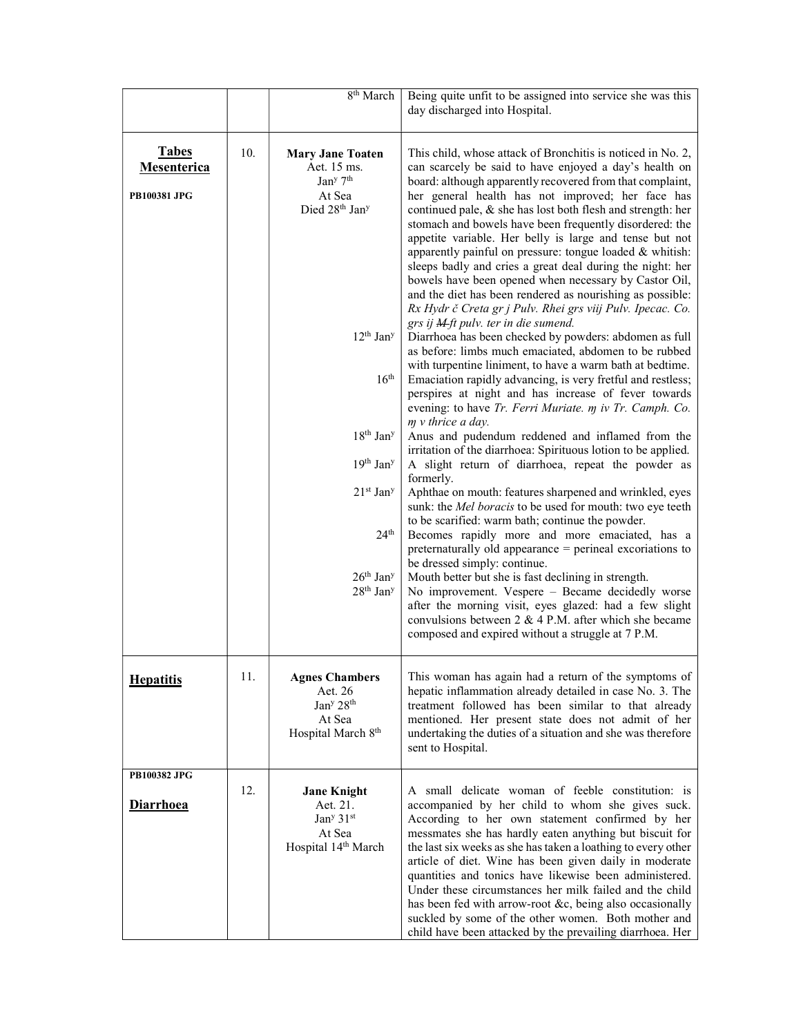| | | | |
|---|---|---|---|
| | | 8th March | Being quite unfit to be assigned into service she was this day discharged into Hospital. |
| **Tabes Mesenterica**<br><br>**PB100381 JPG** | 10. | **Mary Jane Toaten**<br>Aet. 15 ms.<br>Jan^y^ 7th<br>At Sea<br>Died 28th Jan^y^ | This child, whose attack of Bronchitis is noticed in No. 2, can scarcely be said to have enjoyed a day's health on board: although apparently recovered from that complaint, her general health has not improved; her face has continued pale, & she has lost both flesh and strength: her stomach and bowels have been frequently disordered: the appetite variable. Her belly is large and tense but not apparently painful on pressure: tongue loaded & whitish: sleeps badly and cries a great deal during the night: her bowels have been opened when necessary by Castor Oil, and the diet has been rendered as nourishing as possible: *Rx Hydr č Creta gr j Pulv. Rhei grs viij Pulv. Ipecac. Co. grs ij ~~M~~ ft pulv. ter in die sumend.* |
| | | 12th Jan^y^ | Diarrhoea has been checked by powders: abdomen as full as before: limbs much emaciated, abdomen to be rubbed with turpentine liniment, to have a warm bath at bedtime. |
| | | 16th | Emaciation rapidly advancing, is very fretful and restless; perspires at night and has increase of fever towards evening: to have *Tr. Ferri Muriate. ɱ iv Tr. Camph. Co. ɱ v thrice a day.* |
| | | 18th Jan^y^ | Anus and pudendum reddened and inflamed from the irritation of the diarrhoea: Spirituous lotion to be applied. |
| | | 19th Jan^y^ | A slight return of diarrhoea, repeat the powder as formerly. |
| | | 21st Jan^y^ | Aphthae on mouth: features sharpened and wrinkled, eyes sunk: the *Mel boracis* to be used for mouth: two eye teeth to be scarified: warm bath; continue the powder. |
| | | 24th | Becomes rapidly more and more emaciated, has a preternaturally old appearance = perineal excoriations to be dressed simply: continue. |
| | | 26th Jan^y^ | Mouth better but she is fast declining in strength. |
| | | 28th Jan^y^ | No improvement. Vespere – Became decidedly worse after the morning visit, eyes glazed: had a few slight convulsions between 2 & 4 P.M. after which she became composed and expired without a struggle at 7 P.M. |
| **Hepatitis** | 11. | **Agnes Chambers**<br>Aet. 26<br>Jan^y^ 28th<br>At Sea<br>Hospital March 8th | This woman has again had a return of the symptoms of hepatic inflammation already detailed in case No. 3. The treatment followed has been similar to that already mentioned. Her present state does not admit of her undertaking the duties of a situation and she was therefore sent to Hospital. |
| **PB100382 JPG**<br><br>**Diarrhoea** | 12. | **Jane Knight**<br>Aet. 21.<br>Jan^y^ 31st<br>At Sea<br>Hospital 14th March | A small delicate woman of feeble constitution: is accompanied by her child to whom she gives suck. According to her own statement confirmed by her messmates she has hardly eaten anything but biscuit for the last six weeks as she has taken a loathing to every other article of diet. Wine has been given daily in moderate quantities and tonics have likewise been administered. Under these circumstances her milk failed and the child has been fed with arrow-root &c, being also occasionally suckled by some of the other women. Both mother and child have been attacked by the prevailing diarrhoea. Her |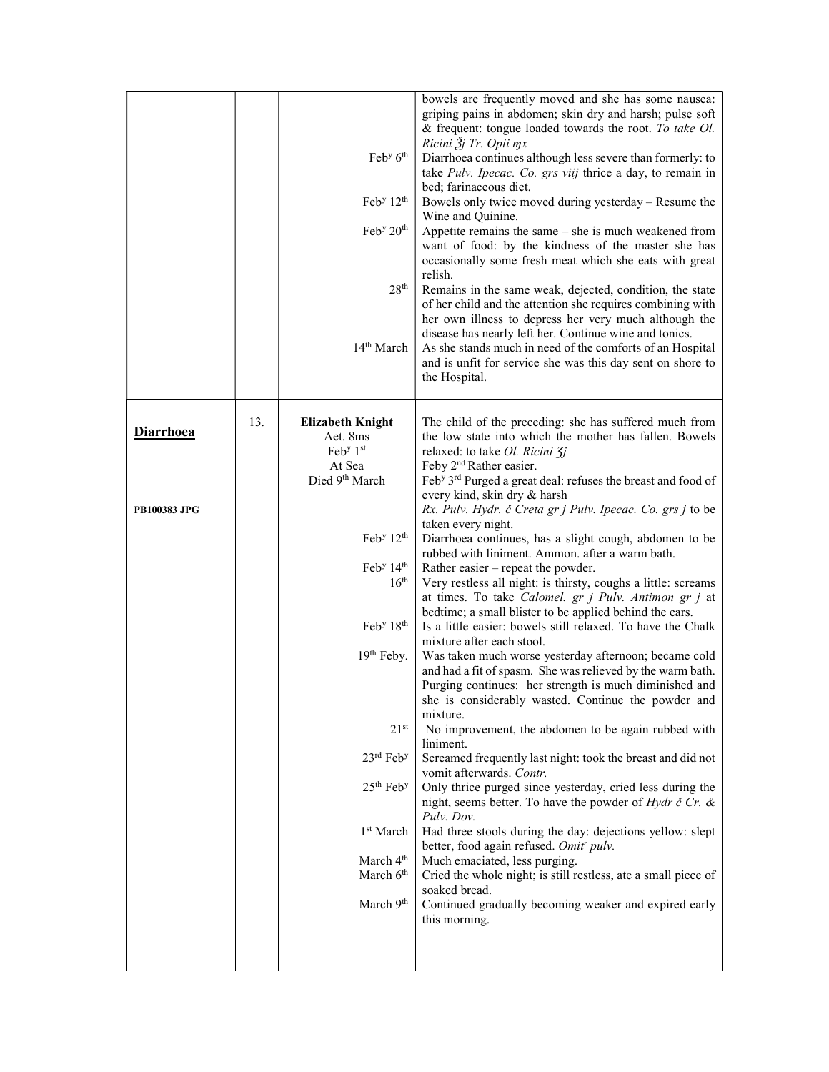| | | | |
|---|---|---|---|
| | | | bowels are frequently moved and she has some nausea: griping pains in abdomen; skin dry and harsh; pulse soft & frequent: tongue loaded towards the root. *To take Ol. Ricini ℥j Tr. Opii ♏x* |
| | | Feb^y^ 6th | Diarrhoea continues although less severe than formerly: to take *Pulv. Ipecac. Co. grs viij* thrice a day, to remain in bed; farinaceous diet. |
| | | Feb^y^ 12th | Bowels only twice moved during yesterday – Resume the Wine and Quinine. |
| | | Feb^y^ 20th | Appetite remains the same – she is much weakened from want of food: by the kindness of the master she has occasionally some fresh meat which she eats with great relish. |
| | | 28th | Remains in the same weak, dejected, condition, the state of her child and the attention she requires combining with her own illness to depress her very much although the disease has nearly left her. Continue wine and tonics. |
| | | 14th March | As she stands much in need of the comforts of an Hospital and is unfit for service she was this day sent on shore to the Hospital. |
| **Diarrhoea** | 13. | **Elizabeth Knight** Aet. 8ms Feb^y^ 1st At Sea Died 9th March | The child of the preceding: she has suffered much from the low state into which the mother has fallen. Bowels relaxed: to take *Ol. Ricini ʒj* Feby 2nd Rather easier. Feb^y^ 3rd Purged a great deal: refuses the breast and food of every kind, skin dry & harsh |
| **PB100383 JPG** | | | *Rx. Pulv. Hydr. č Creta gr j Pulv. Ipecac. Co. grs j* to be taken every night. |
| | | Feb^y^ 12th | Diarrhoea continues, has a slight cough, abdomen to be rubbed with liniment. Ammon. after a warm bath. |
| | | Feb^y^ 14th | Rather easier – repeat the powder. |
| | | 16th | Very restless all night: is thirsty, coughs a little: screams at times. To take *Calomel. gr j Pulv. Antimon gr j* at bedtime; a small blister to be applied behind the ears. |
| | | Feb^y^ 18th | Is a little easier: bowels still relaxed. To have the Chalk mixture after each stool. |
| | | 19th Feby. | Was taken much worse yesterday afternoon; became cold and had a fit of spasm. She was relieved by the warm bath. Purging continues: her strength is much diminished and she is considerably wasted. Continue the powder and mixture. |
| | | 21st | No improvement, the abdomen to be again rubbed with liniment. |
| | | 23rd Feb^y^ | Screamed frequently last night: took the breast and did not vomit afterwards. *Contr.* |
| | | 25th Feb^y^ | Only thrice purged since yesterday, cried less during the night, seems better. To have the powder of *Hydr č Cr. & Pulv. Dov.* |
| | | 1st March | Had three stools during the day: dejections yellow: slept better, food again refused. *Omit^r^ pulv.* |
| | | March 4th | Much emaciated, less purging. |
| | | March 6th | Cried the whole night; is still restless, ate a small piece of soaked bread. |
| | | March 9th | Continued gradually becoming weaker and expired early this morning. |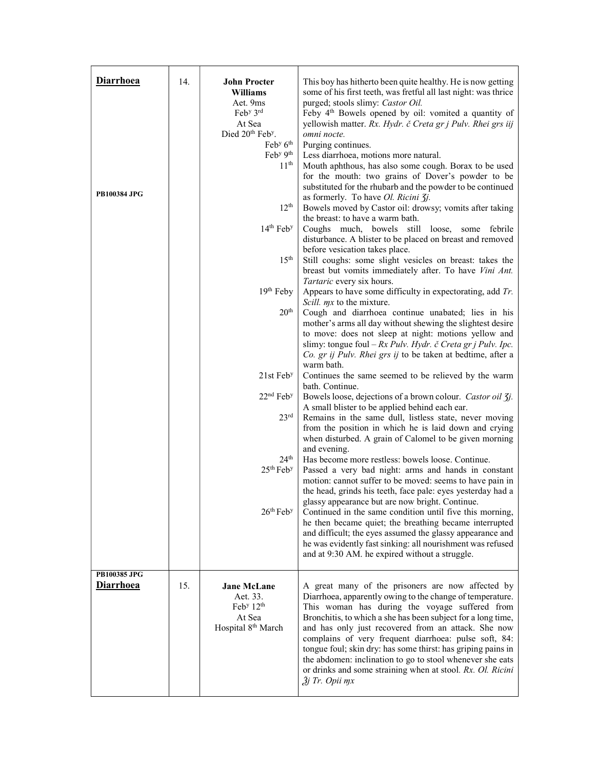| | | | |
|---|---|---|---|
| **Diarrhoea**<br><br><br><br><br><br><br><br><br><br>**PB100384 JPG** | 14. | **John Procter Williams**<br>Aet. 9ms<br>Feb[y] 3[rd]<br>At Sea<br>Died 20[th] Feb[y]. | This boy has hitherto been quite healthy. He is now getting some of his first teeth, was fretful all last night: was thrice purged; stools slimy: *Castor Oil.*<br>Feby 4[th] Bowels opened by oil: vomited a quantity of yellowish matter. *Rx. Hydr. č Creta gr j Pulv. Rhei grs iij omni nocte.* |
| | | Feb[y] 6[th] | Purging continues. |
| | | Feb[y] 9[th] | Less diarrhoea, motions more natural. |
| | | 11[th] | Mouth aphthous, has also some cough. Borax to be used for the mouth: two grains of Dover's powder to be substituted for the rhubarb and the powder to be continued as formerly. To have *Ol. Ricini ʒj.* |
| | | 12[th] | Bowels moved by Castor oil: drowsy; vomits after taking the breast: to have a warm bath. |
| | | 14[th] Feb[y] | Coughs much, bowels still loose, some febrile disturbance. A blister to be placed on breast and removed before vesication takes place. |
| | | 15[th] | Still coughs: some slight vesicles on breast: takes the breast but vomits immediately after. To have *Vini Ant. Tartaric* every six hours. |
| | | 19[th] Feby | Appears to have some difficulty in expectorating, add *Tr. Scill. ɱx* to the mixture. |
| | | 20[th] | Cough and diarrhoea continue unabated; lies in his mother's arms all day without shewing the slightest desire to move: does not sleep at night: motions yellow and slimy: tongue foul – *Rx Pulv. Hydr. č Creta gr j Pulv. Ipc. Co. gr ij Pulv. Rhei grs ij* to be taken at bedtime, after a warm bath. |
| | | 21st Feb[y] | Continues the same seemed to be relieved by the warm bath. Continue. |
| | | 22[nd] Feb[y] | Bowels loose, dejections of a brown colour. *Castor oil ʒj.* A small blister to be applied behind each ear. |
| | | 23[rd] | Remains in the same dull, listless state, never moving from the position in which he is laid down and crying when disturbed. A grain of Calomel to be given morning and evening. |
| | | 24[th] | Has become more restless: bowels loose. Continue. |
| | | 25[th] Feb[y] | Passed a very bad night: arms and hands in constant motion: cannot suffer to be moved: seems to have pain in the head, grinds his teeth, face pale: eyes yesterday had a glassy appearance but are now bright. Continue. |
| | | 26[th] Feb[y] | Continued in the same condition until five this morning, he then became quiet; the breathing became interrupted and difficult; the eyes assumed the glassy appearance and he was evidently fast sinking: all nourishment was refused and at 9:30 AM. he expired without a struggle. |
| **PB100385 JPG**<br>**Diarrhoea** | 15. | **Jane McLane**<br>Aet. 33.<br>Feb[y] 12[th]<br>At Sea<br>Hospital 8[th] March | A great many of the prisoners are now affected by Diarrhoea, apparently owing to the change of temperature. This woman has during the voyage suffered from Bronchitis, to which a she has been subject for a long time, and has only just recovered from an attack. She now complains of very frequent diarrhoea: pulse soft, 84: tongue foul; skin dry: has some thirst: has griping pains in the abdomen: inclination to go to stool whenever she eats or drinks and some straining when at stool. *Rx. Ol. Ricini ℥j Tr. Opii ɱx* |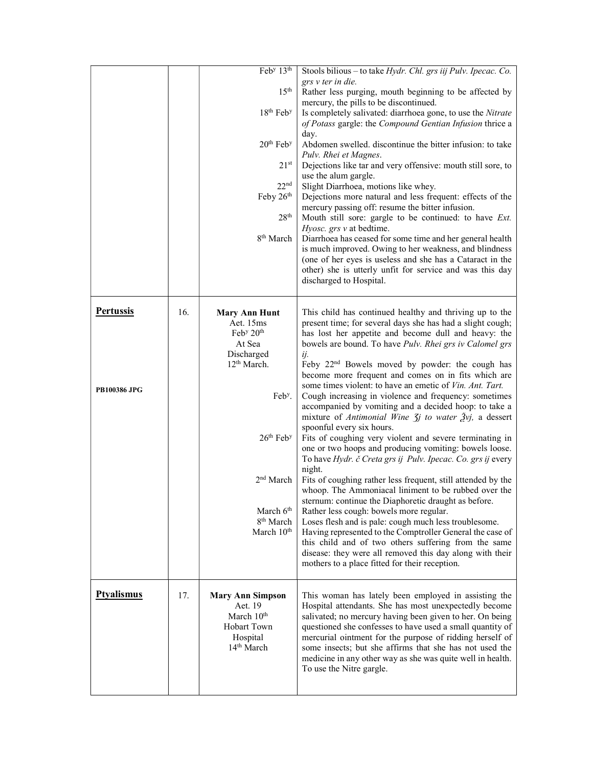| | | | |
|---|---|---|---|
| | | Feb[y] 13[th] | Stools bilious – to take *Hydr. Chl. grs iij Pulv. Ipecac. Co. grs v ter in die.* |
| | | 15[th] | Rather less purging, mouth beginning to be affected by mercury, the pills to be discontinued. |
| | | 18[th] Feb[y] | Is completely salivated: diarrhoea gone, to use the *Nitrate of Potass* gargle: the *Compound Gentian Infusion* thrice a day. |
| | | 20[th] Feb[y] | Abdomen swelled. discontinue the bitter infusion: to take *Pulv. Rhei et Magnes*. |
| | | 21[st] | Dejections like tar and very offensive: mouth still sore, to use the alum gargle. |
| | | 22[nd] | Slight Diarrhoea, motions like whey. |
| | | Feby 26[th] | Dejections more natural and less frequent: effects of the mercury passing off: resume the bitter infusion. |
| | | 28[th] | Mouth still sore: gargle to be continued: to have *Ext. Hyosc. grs v* at bedtime. |
| | | 8[th] March | Diarrhoea has ceased for some time and her general health is much improved. Owing to her weakness, and blindness (one of her eyes is useless and she has a Cataract in the other) she is utterly unfit for service and was this day discharged to Hospital. |
| **Pertussis** | 16. | **Mary Ann Hunt** Aet. 15ms Feb[y] 20[th] At Sea Discharged 12[th] March. | This child has continued healthy and thriving up to the present time; for several days she has had a slight cough; has lost her appetite and become dull and heavy: the bowels are bound. To have *Pulv. Rhei grs iv Calomel grs ij.* Feby 22[nd] Bowels moved by powder: the cough has become more frequent and comes on in fits which are some times violent: to have an emetic of *Vin. Ant. Tart.* |
| **PB100386 JPG** | | Feb[y]. | Cough increasing in violence and frequency: sometimes accompanied by vomiting and a decided hoop: to take a mixture of *Antimonial Wine ʒj to water ℥vj,* a dessert spoonful every six hours. |
| | | 26[th] Feb[y] | Fits of coughing very violent and severe terminating in one or two hoops and producing vomiting: bowels loose. To have *Hydr. č Creta grs ij Pulv. Ipecac. Co. grs ij* every night. |
| | | 2[nd] March | Fits of coughing rather less frequent, still attended by the whoop. The Ammoniacal liniment to be rubbed over the sternum: continue the Diaphoretic draught as before. |
| | | March 6[th] | Rather less cough: bowels more regular. |
| | | 8[th] March | Loses flesh and is pale: cough much less troublesome. |
| | | March 10[th] | Having represented to the Comptroller General the case of this child and of two others suffering from the same disease: they were all removed this day along with their mothers to a place fitted for their reception. |
| **Ptyalismus** | 17. | **Mary Ann Simpson** Aet. 19 March 10[th] Hobart Town Hospital 14[th] March | This woman has lately been employed in assisting the Hospital attendants. She has most unexpectedly become salivated; no mercury having been given to her. On being questioned she confesses to have used a small quantity of mercurial ointment for the purpose of ridding herself of some insects; but she affirms that she has not used the medicine in any other way as she was quite well in health. To use the Nitre gargle. |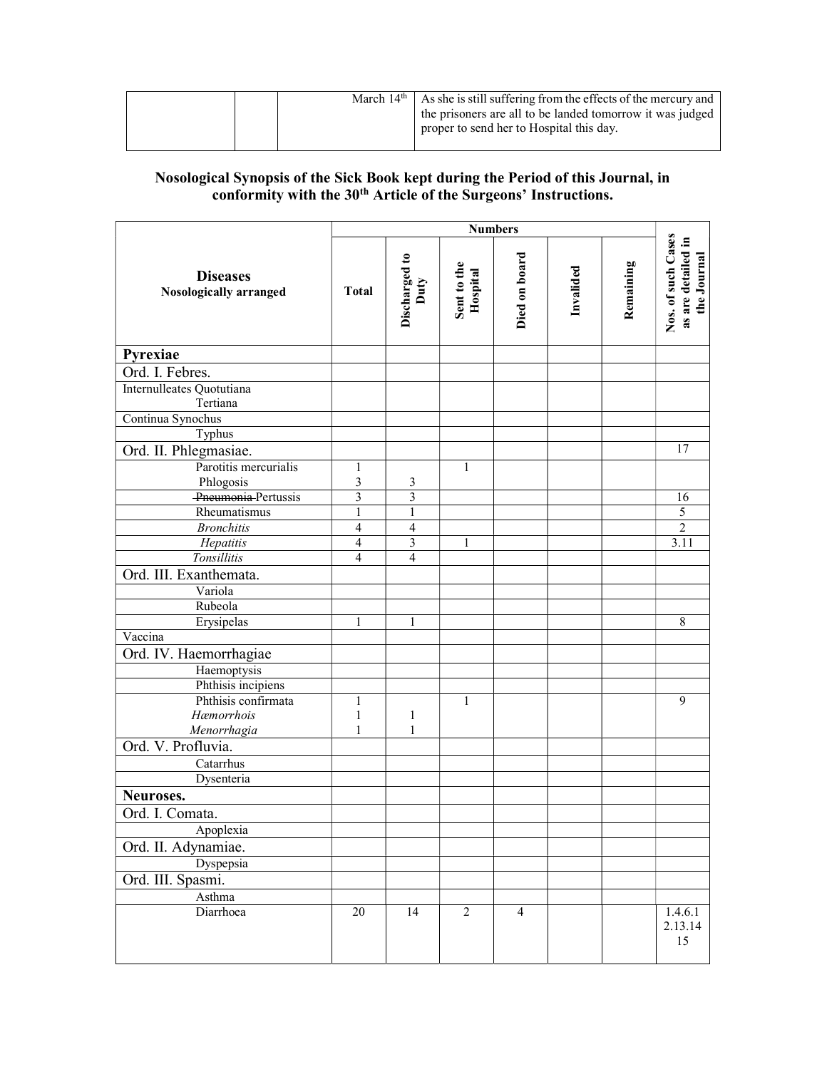| | | | |
|---|---|---|---|
| | | March 14th | As she is still suffering from the effects of the mercury and the prisoners are all to be landed tomorrow it was judged proper to send her to Hospital this day. |

## Nosological Synopsis of the Sick Book kept during the Period of this Journal, in conformity with the 30th Article of the Surgeons' Instructions.

| Diseases Nosologically arranged | Numbers | | | | | | Nos. of such Cases as are detailed in the Journal |
|---|---|---|---|---|---|---|---|
| | Total | Discharged to Duty | Sent to the Hospital | Died on board | Invalided | Remaining | |
| **Pyrexiae** | | | | | | | |
| Ord. I. Febres. | | | | | | | |
| Internulleates Quotutiana Tertiana | | | | | | | |
| Continua Synochus | | | | | | | |
| Typhus | | | | | | | |
| Ord. II. Phlegmasiae. | | | | | | | 17 |
| Parotitis mercurialis Phlogosis | 1 3 | 3 | 1 | | | | |
| ~~Pneumonia~~ Pertussis | 3 | 3 | | | | | 16 |
| Rheumatismus | 1 | 1 | | | | | 5 |
| *Bronchitis* | 4 | 4 | | | | | 2 |
| *Hepatitis* | 4 | 3 | 1 | | | | 3.11 |
| *Tonsillitis* | 4 | 4 | | | | | |
| Ord. III. Exanthemata. | | | | | | | |
| Variola | | | | | | | |
| Rubeola | | | | | | | |
| Erysipelas | 1 | 1 | | | | | 8 |
| Vaccina | | | | | | | |
| Ord. IV. Haemorrhagiae | | | | | | | |
| Haemoptysis | | | | | | | |
| Phthisis incipiens | | | | | | | |
| Phthisis confirmata *Hæmorrhois* *Menorrhagia* | 1 1 1 | 1 1 | 1 | | | | 9 |
| Ord. V. Profluvia. | | | | | | | |
| Catarrhus | | | | | | | |
| Dysenteria | | | | | | | |
| **Neuroses.** | | | | | | | |
| Ord. I. Comata. | | | | | | | |
| Apoplexia | | | | | | | |
| Ord. II. Adynamiae. | | | | | | | |
| Dyspepsia | | | | | | | |
| Ord. III. Spasmi. | | | | | | | |
| Asthma | | | | | | | |
| Diarrhoea | 20 | 14 | 2 | 4 | | | 1.4.6.1 2.13.14 15 |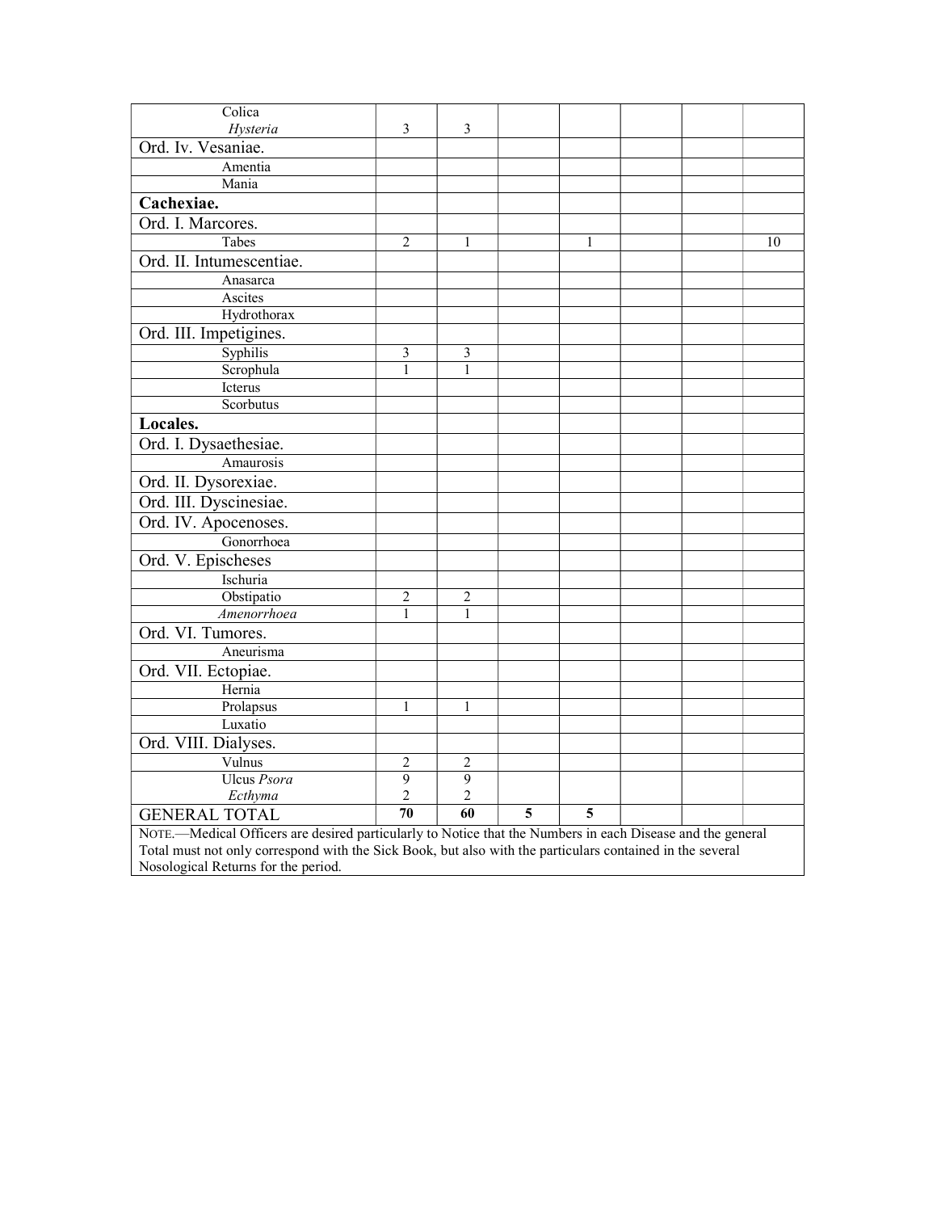| | | | | | | | |
|---|---|---|---|---|---|---|---|
| Colica<br>*Hysteria* | 3 | 3 | | | | | |
| Ord. Iv. Vesaniae. | | | | | | | |
| Amentia | | | | | | | |
| Mania | | | | | | | |
| **Cachexiae.** | | | | | | | |
| Ord. I. Marcores. | | | | | | | |
| Tabes | 2 | 1 | | 1 | | | 10 |
| Ord. II. Intumescentiae. | | | | | | | |
| Anasarca | | | | | | | |
| Ascites | | | | | | | |
| Hydrothorax | | | | | | | |
| Ord. III. Impetigines. | | | | | | | |
| Syphilis | 3 | 3 | | | | | |
| Scrophula | 1 | 1 | | | | | |
| Icterus | | | | | | | |
| Scorbutus | | | | | | | |
| **Locales.** | | | | | | | |
| Ord. I. Dysaethesiae. | | | | | | | |
| Amaurosis | | | | | | | |
| Ord. II. Dysorexiae. | | | | | | | |
| Ord. III. Dyscinesiae. | | | | | | | |
| Ord. IV. Apocenoses. | | | | | | | |
| Gonorrhoea | | | | | | | |
| Ord. V. Epischeses | | | | | | | |
| Ischuria | | | | | | | |
| Obstipatio | 2 | 2 | | | | | |
| *Amenorrhoea* | 1 | 1 | | | | | |
| Ord. VI. Tumores. | | | | | | | |
| Aneurisma | | | | | | | |
| Ord. VII. Ectopiae. | | | | | | | |
| Hernia | | | | | | | |
| Prolapsus | 1 | 1 | | | | | |
| Luxatio | | | | | | | |
| Ord. VIII. Dialyses. | | | | | | | |
| Vulnus | 2 | 2 | | | | | |
| Ulcus *Psora*<br>*Ecthyma* | 9<br>2 | 9<br>2 | | | | | |
| GENERAL TOTAL | **70** | **60** | **5** | **5** | | | |

NOTE.—Medical Officers are desired particularly to Notice that the Numbers in each Disease and the general Total must not only correspond with the Sick Book, but also with the particulars contained in the several Nosological Returns for the period.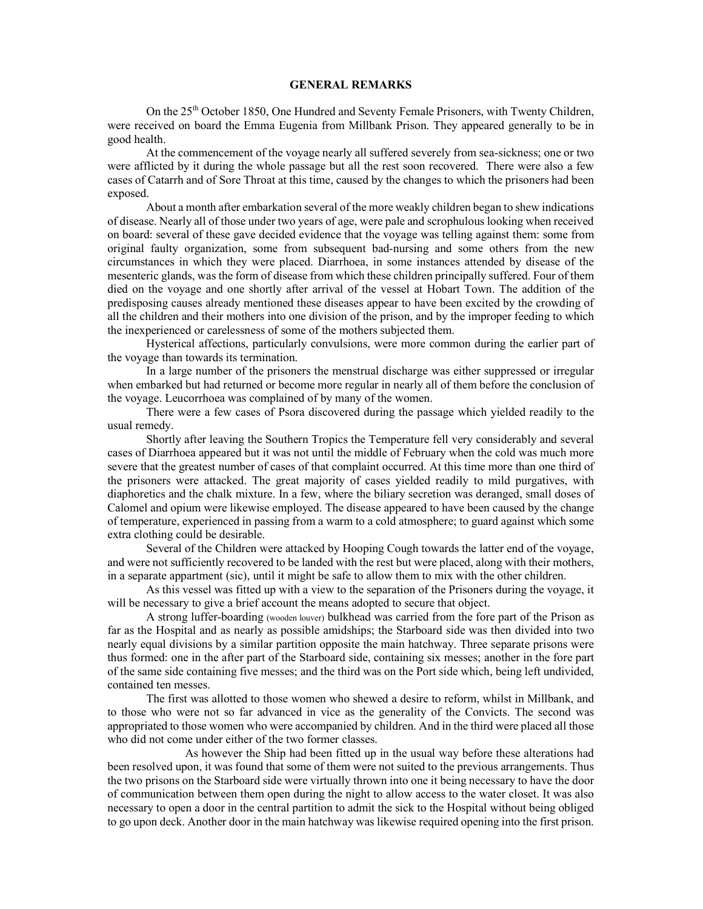## GENERAL REMARKS

On the 25th October 1850, One Hundred and Seventy Female Prisoners, with Twenty Children, were received on board the Emma Eugenia from Millbank Prison. They appeared generally to be in good health.

At the commencement of the voyage nearly all suffered severely from sea-sickness; one or two were afflicted by it during the whole passage but all the rest soon recovered. There were also a few cases of Catarrh and of Sore Throat at this time, caused by the changes to which the prisoners had been exposed.

About a month after embarkation several of the more weakly children began to shew indications of disease. Nearly all of those under two years of age, were pale and scrophulous looking when received on board: several of these gave decided evidence that the voyage was telling against them: some from original faulty organization, some from subsequent bad-nursing and some others from the new circumstances in which they were placed. Diarrhoea, in some instances attended by disease of the mesenteric glands, was the form of disease from which these children principally suffered. Four of them died on the voyage and one shortly after arrival of the vessel at Hobart Town. The addition of the predisposing causes already mentioned these diseases appear to have been excited by the crowding of all the children and their mothers into one division of the prison, and by the improper feeding to which the inexperienced or carelessness of some of the mothers subjected them.

Hysterical affections, particularly convulsions, were more common during the earlier part of the voyage than towards its termination.

In a large number of the prisoners the menstrual discharge was either suppressed or irregular when embarked but had returned or become more regular in nearly all of them before the conclusion of the voyage. Leucorrhoea was complained of by many of the women.

There were a few cases of Psora discovered during the passage which yielded readily to the usual remedy.

Shortly after leaving the Southern Tropics the Temperature fell very considerably and several cases of Diarrhoea appeared but it was not until the middle of February when the cold was much more severe that the greatest number of cases of that complaint occurred. At this time more than one third of the prisoners were attacked. The great majority of cases yielded readily to mild purgatives, with diaphoretics and the chalk mixture. In a few, where the biliary secretion was deranged, small doses of Calomel and opium were likewise employed. The disease appeared to have been caused by the change of temperature, experienced in passing from a warm to a cold atmosphere; to guard against which some extra clothing could be desirable.

Several of the Children were attacked by Hooping Cough towards the latter end of the voyage, and were not sufficiently recovered to be landed with the rest but were placed, along with their mothers, in a separate appartment (sic), until it might be safe to allow them to mix with the other children.

As this vessel was fitted up with a view to the separation of the Prisoners during the voyage, it will be necessary to give a brief account the means adopted to secure that object.

A strong luffer-boarding (wooden louver) bulkhead was carried from the fore part of the Prison as far as the Hospital and as nearly as possible amidships; the Starboard side was then divided into two nearly equal divisions by a similar partition opposite the main hatchway. Three separate prisons were thus formed: one in the after part of the Starboard side, containing six messes; another in the fore part of the same side containing five messes; and the third was on the Port side which, being left undivided, contained ten messes.

The first was allotted to those women who shewed a desire to reform, whilst in Millbank, and to those who were not so far advanced in vice as the generality of the Convicts. The second was appropriated to those women who were accompanied by children. And in the third were placed all those who did not come under either of the two former classes.

As however the Ship had been fitted up in the usual way before these alterations had been resolved upon, it was found that some of them were not suited to the previous arrangements. Thus the two prisons on the Starboard side were virtually thrown into one it being necessary to have the door of communication between them open during the night to allow access to the water closet. It was also necessary to open a door in the central partition to admit the sick to the Hospital without being obliged to go upon deck. Another door in the main hatchway was likewise required opening into the first prison.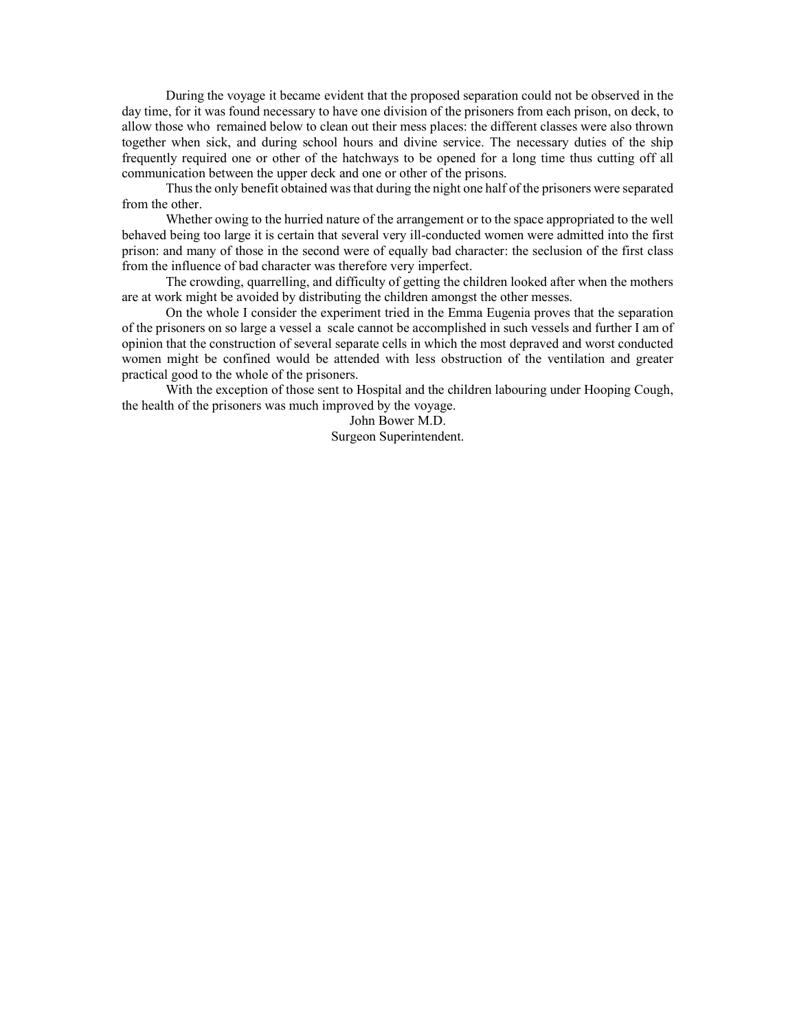During the voyage it became evident that the proposed separation could not be observed in the day time, for it was found necessary to have one division of the prisoners from each prison, on deck, to allow those who remained below to clean out their mess places: the different classes were also thrown together when sick, and during school hours and divine service. The necessary duties of the ship frequently required one or other of the hatchways to be opened for a long time thus cutting off all communication between the upper deck and one or other of the prisons.

Thus the only benefit obtained was that during the night one half of the prisoners were separated from the other.

Whether owing to the hurried nature of the arrangement or to the space appropriated to the well behaved being too large it is certain that several very ill-conducted women were admitted into the first prison: and many of those in the second were of equally bad character: the seclusion of the first class from the influence of bad character was therefore very imperfect.

The crowding, quarrelling, and difficulty of getting the children looked after when the mothers are at work might be avoided by distributing the children amongst the other messes.

On the whole I consider the experiment tried in the Emma Eugenia proves that the separation of the prisoners on so large a vessel a scale cannot be accomplished in such vessels and further I am of opinion that the construction of several separate cells in which the most depraved and worst conducted women might be confined would be attended with less obstruction of the ventilation and greater practical good to the whole of the prisoners.

With the exception of those sent to Hospital and the children labouring under Hooping Cough, the health of the prisoners was much improved by the voyage.

John Bower M.D.
Surgeon Superintendent.